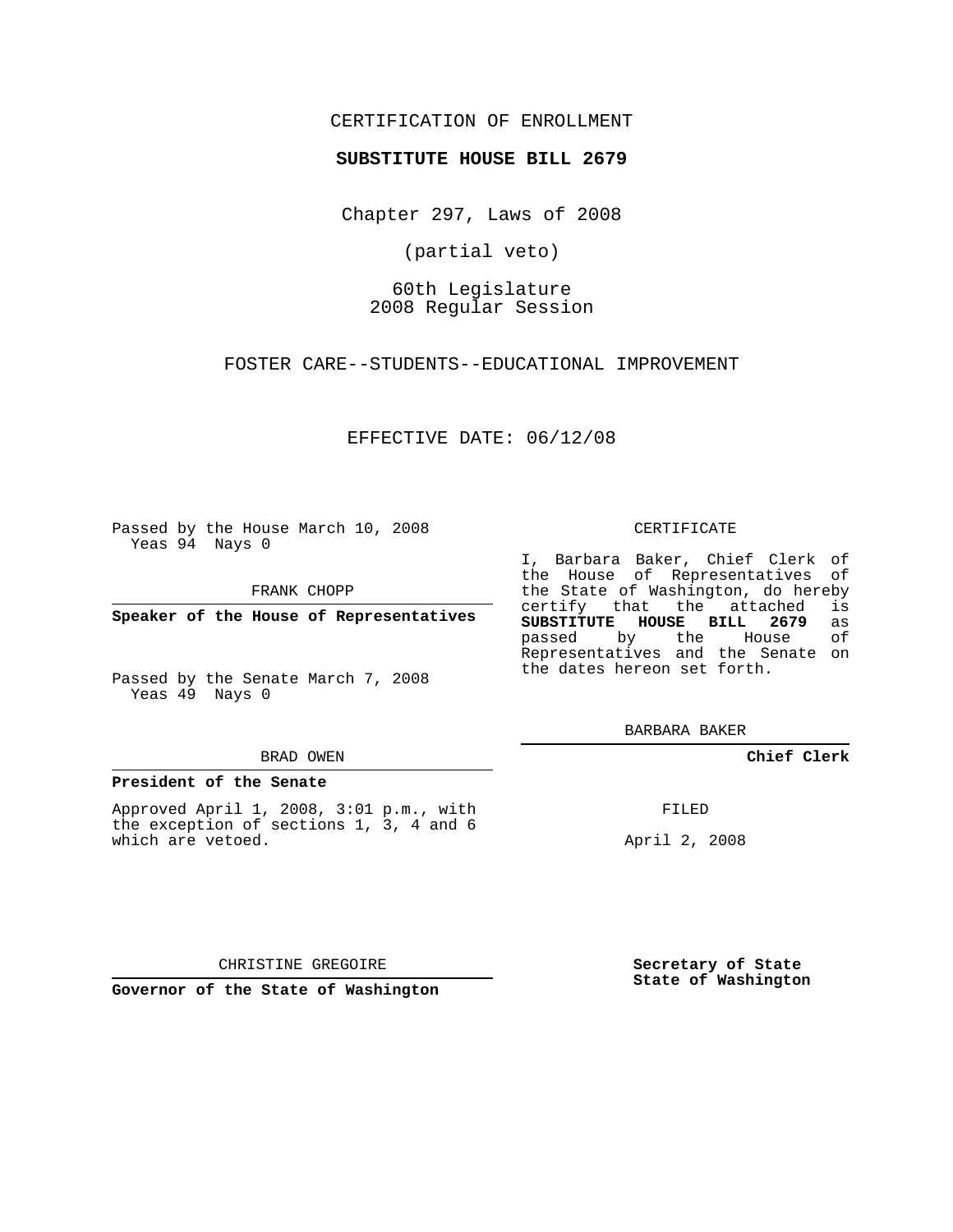CERTIFICATION OF ENROLLMENT

**SUBSTITUTE HOUSE BILL 2679**

Chapter 297, Laws of 2008

(partial veto)

60th Legislature
2008 Regular Session

FOSTER CARE--STUDENTS--EDUCATIONAL IMPROVEMENT

EFFECTIVE DATE: 06/12/08

Passed by the House March 10, 2008
Yeas 94 Nays 0

FRANK CHOPP

**Speaker of the House of Representatives**

Passed by the Senate March 7, 2008
Yeas 49 Nays 0

BRAD OWEN

**President of the Senate**

Approved April 1, 2008, 3:01 p.m., with the exception of sections 1, 3, 4 and 6 which are vetoed.

CHRISTINE GREGOIRE

**Governor of the State of Washington**

CERTIFICATE

I, Barbara Baker, Chief Clerk of the House of Representatives of the State of Washington, do hereby certify that the attached is **SUBSTITUTE HOUSE BILL 2679** as passed by the House of Representatives and the Senate on the dates hereon set forth.

BARBARA BAKER

**Chief Clerk**

FILED

April 2, 2008

**Secretary of State**
**State of Washington**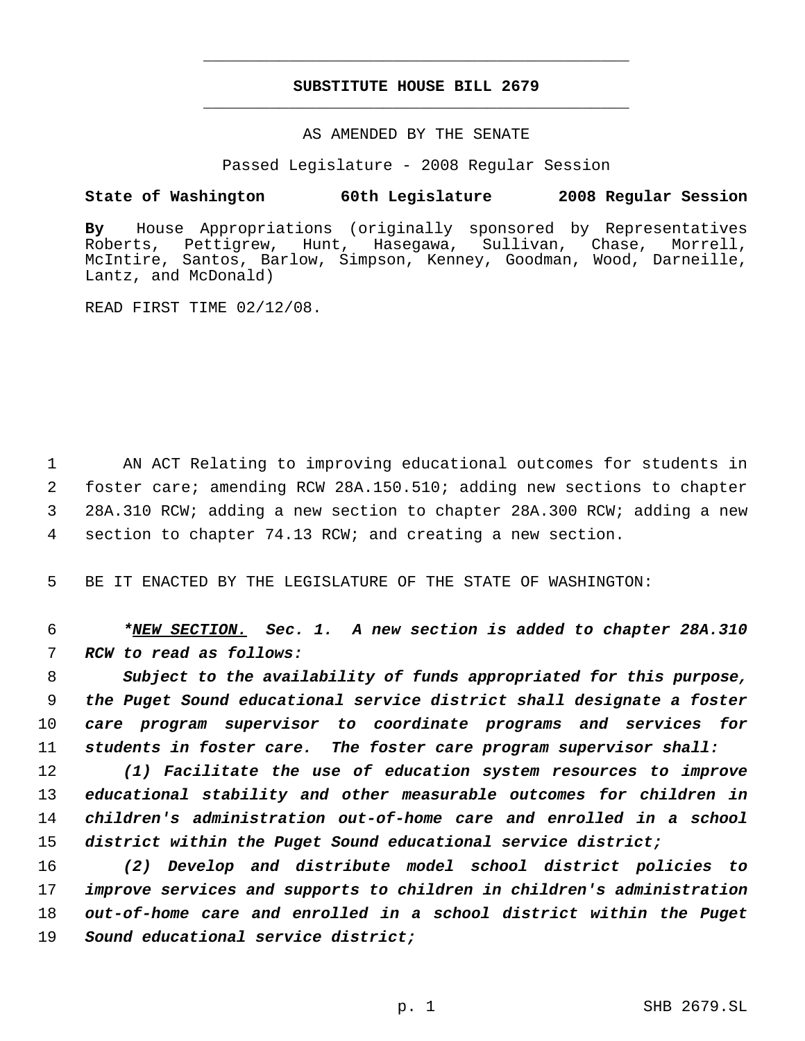**SUBSTITUTE HOUSE BILL 2679**

AS AMENDED BY THE SENATE

Passed Legislature - 2008 Regular Session

**State of Washington 60th Legislature 2008 Regular Session**

**By** House Appropriations (originally sponsored by Representatives Roberts, Pettigrew, Hunt, Hasegawa, Sullivan, Chase, Morrell, McIntire, Santos, Barlow, Simpson, Kenney, Goodman, Wood, Darneille, Lantz, and McDonald)

READ FIRST TIME 02/12/08.

AN ACT Relating to improving educational outcomes for students in foster care; amending RCW 28A.150.510; adding new sections to chapter 28A.310 RCW; adding a new section to chapter 28A.300 RCW; adding a new section to chapter 74.13 RCW; and creating a new section.

BE IT ENACTED BY THE LEGISLATURE OF THE STATE OF WASHINGTON:

***\*NEW SECTION. Sec. 1. A new section is added to chapter 28A.310 RCW to read as follows:***

***Subject to the availability of funds appropriated for this purpose, the Puget Sound educational service district shall designate a foster care program supervisor to coordinate programs and services for students in foster care. The foster care program supervisor shall:***

***(1) Facilitate the use of education system resources to improve educational stability and other measurable outcomes for children in children's administration out-of-home care and enrolled in a school district within the Puget Sound educational service district;***

***(2) Develop and distribute model school district policies to improve services and supports to children in children's administration out-of-home care and enrolled in a school district within the Puget Sound educational service district;***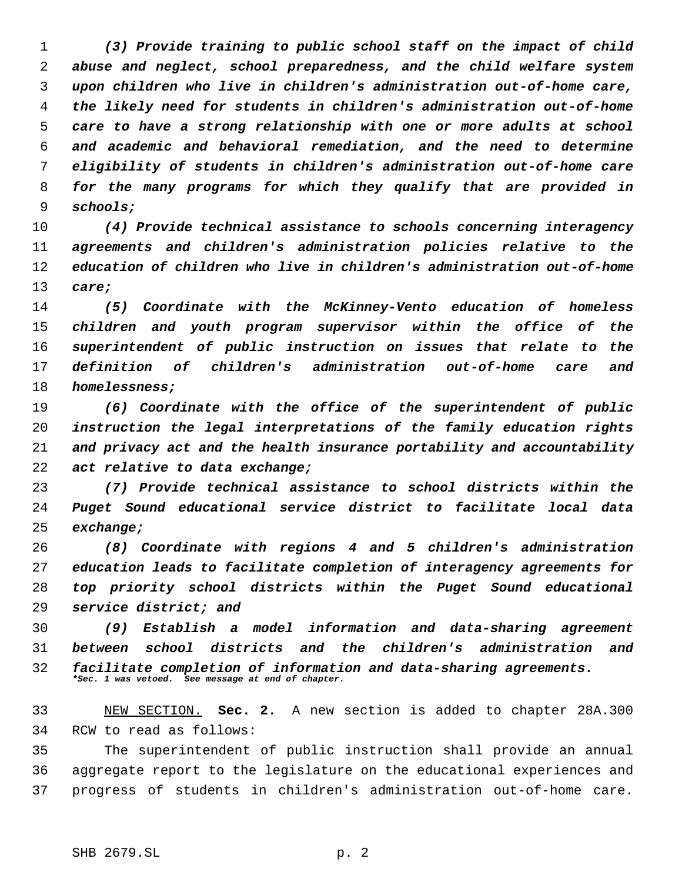*(3) Provide training to public school staff on the impact of child abuse and neglect, school preparedness, and the child welfare system upon children who live in children's administration out-of-home care, the likely need for students in children's administration out-of-home care to have a strong relationship with one or more adults at school and academic and behavioral remediation, and the need to determine eligibility of students in children's administration out-of-home care for the many programs for which they qualify that are provided in schools;*

*(4) Provide technical assistance to schools concerning interagency agreements and children's administration policies relative to the education of children who live in children's administration out-of-home care;*

*(5) Coordinate with the McKinney-Vento education of homeless children and youth program supervisor within the office of the superintendent of public instruction on issues that relate to the definition of children's administration out-of-home care and homelessness;*

*(6) Coordinate with the office of the superintendent of public instruction the legal interpretations of the family education rights and privacy act and the health insurance portability and accountability act relative to data exchange;*

*(7) Provide technical assistance to school districts within the Puget Sound educational service district to facilitate local data exchange;*

*(8) Coordinate with regions 4 and 5 children's administration education leads to facilitate completion of interagency agreements for top priority school districts within the Puget Sound educational service district; and*

*(9) Establish a model information and data-sharing agreement between school districts and the children's administration and facilitate completion of information and data-sharing agreements.*

***Sec. 1 was vetoed. See message at end of chapter.***

NEW SECTION. **Sec. 2.** A new section is added to chapter 28A.300 RCW to read as follows:

The superintendent of public instruction shall provide an annual aggregate report to the legislature on the educational experiences and progress of students in children's administration out-of-home care.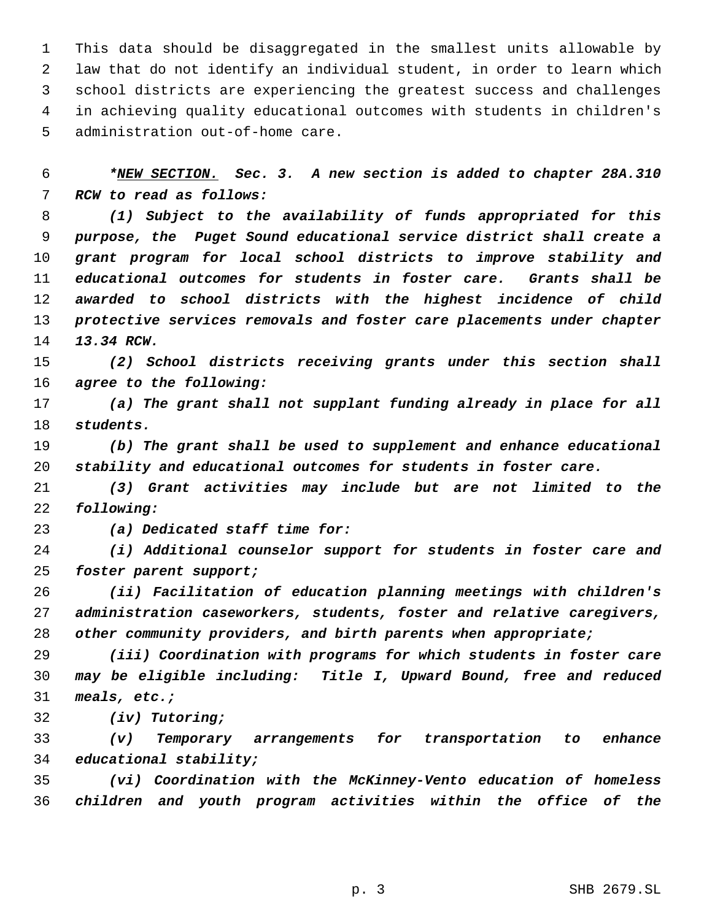This data should be disaggregated in the smallest units allowable by law that do not identify an individual student, in order to learn which school districts are experiencing the greatest success and challenges in achieving quality educational outcomes with students in children's administration out-of-home care.

***NEW SECTION.** ***Sec. 3.*** ***A new section is added to chapter 28A.310 RCW to read as follows:***

*(1) Subject to the availability of funds appropriated for this purpose, the Puget Sound educational service district shall create a grant program for local school districts to improve stability and educational outcomes for students in foster care. Grants shall be awarded to school districts with the highest incidence of child protective services removals and foster care placements under chapter 13.34 RCW.*

*(2) School districts receiving grants under this section shall agree to the following:*

*(a) The grant shall not supplant funding already in place for all students.*

*(b) The grant shall be used to supplement and enhance educational stability and educational outcomes for students in foster care.*

*(3) Grant activities may include but are not limited to the following:*

*(a) Dedicated staff time for:*

*(i) Additional counselor support for students in foster care and foster parent support;*

*(ii) Facilitation of education planning meetings with children's administration caseworkers, students, foster and relative caregivers, other community providers, and birth parents when appropriate;*

*(iii) Coordination with programs for which students in foster care may be eligible including: Title I, Upward Bound, free and reduced meals, etc.;*

*(iv) Tutoring;*

*(v) Temporary arrangements for transportation to enhance educational stability;*

*(vi) Coordination with the McKinney-Vento education of homeless children and youth program activities within the office of the*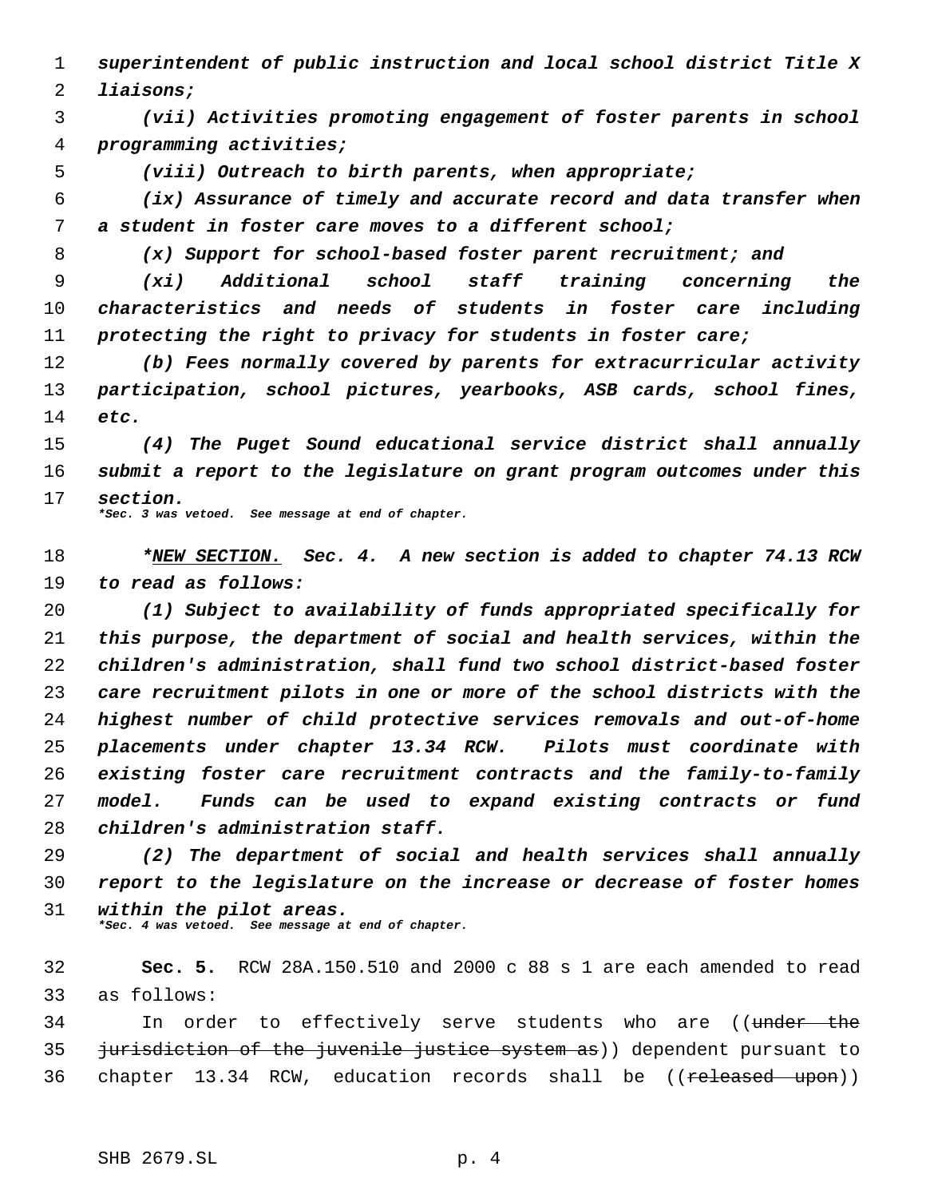*superintendent of public instruction and local school district Title X liaisons;*

*(vii) Activities promoting engagement of foster parents in school programming activities;*

*(viii) Outreach to birth parents, when appropriate;*

*(ix) Assurance of timely and accurate record and data transfer when a student in foster care moves to a different school;*

*(x) Support for school-based foster parent recruitment; and*

*(xi) Additional school staff training concerning the characteristics and needs of students in foster care including protecting the right to privacy for students in foster care;*

*(b) Fees normally covered by parents for extracurricular activity participation, school pictures, yearbooks, ASB cards, school fines, etc.*

*(4) The Puget Sound educational service district shall annually submit a report to the legislature on grant program outcomes under this section.*

***\*Sec. 3 was vetoed. See message at end of chapter.***

***\*NEW SECTION.*** ***Sec. 4.*** *A new section is added to chapter 74.13 RCW to read as follows:*

*(1) Subject to availability of funds appropriated specifically for this purpose, the department of social and health services, within the children's administration, shall fund two school district-based foster care recruitment pilots in one or more of the school districts with the highest number of child protective services removals and out-of-home placements under chapter 13.34 RCW. Pilots must coordinate with existing foster care recruitment contracts and the family-to-family model. Funds can be used to expand existing contracts or fund children's administration staff.*

*(2) The department of social and health services shall annually report to the legislature on the increase or decrease of foster homes within the pilot areas.*

***\*Sec. 4 was vetoed. See message at end of chapter.***

**Sec. 5.** RCW 28A.150.510 and 2000 c 88 s 1 are each amended to read as follows:

In order to effectively serve students who are ((~~under the jurisdiction of the juvenile justice system as~~)) dependent pursuant to chapter 13.34 RCW, education records shall be ((~~released upon~~))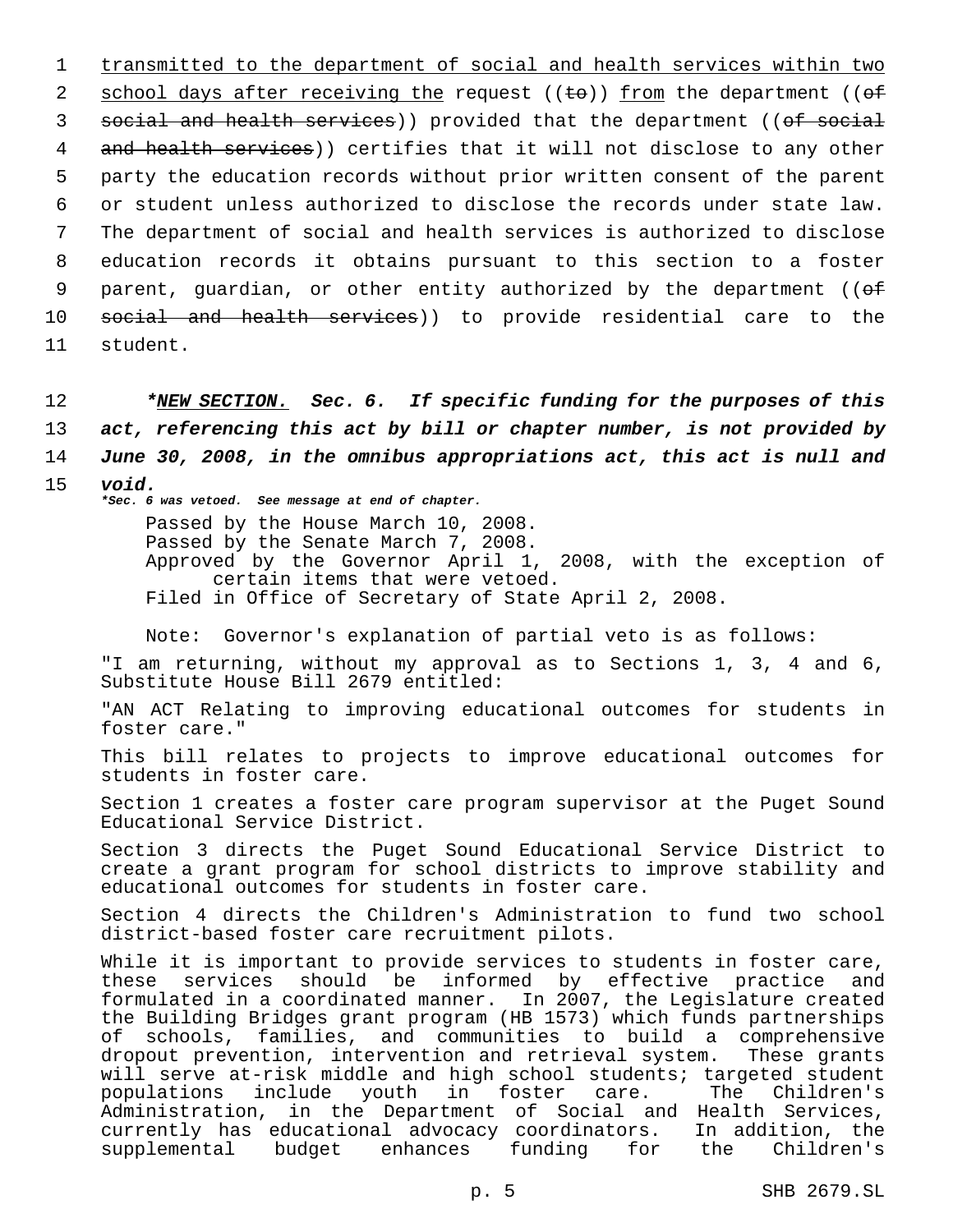transmitted to the department of social and health services within two school days after receiving the request ((~~to~~)) from the department ((~~of social and health services~~)) provided that the department ((~~of social and health services~~)) certifies that it will not disclose to any other party the education records without prior written consent of the parent or student unless authorized to disclose the records under state law. The department of social and health services is authorized to disclose education records it obtains pursuant to this section to a foster parent, guardian, or other entity authorized by the department ((~~of social and health services~~)) to provide residential care to the student.

***NEW SECTION. Sec. 6. If specific funding for the purposes of this act, referencing this act by bill or chapter number, is not provided by June 30, 2008, in the omnibus appropriations act, this act is null and void.***

****Sec. 6 was vetoed. See message at end of chapter.***

Passed by the House March 10, 2008.
Passed by the Senate March 7, 2008.
Approved by the Governor April 1, 2008, with the exception of certain items that were vetoed.
Filed in Office of Secretary of State April 2, 2008.

Note: Governor's explanation of partial veto is as follows:

"I am returning, without my approval as to Sections 1, 3, 4 and 6, Substitute House Bill 2679 entitled:

"AN ACT Relating to improving educational outcomes for students in foster care."

This bill relates to projects to improve educational outcomes for students in foster care.

Section 1 creates a foster care program supervisor at the Puget Sound Educational Service District.

Section 3 directs the Puget Sound Educational Service District to create a grant program for school districts to improve stability and educational outcomes for students in foster care.

Section 4 directs the Children's Administration to fund two school district-based foster care recruitment pilots.

While it is important to provide services to students in foster care, these services should be informed by effective practice and formulated in a coordinated manner. In 2007, the Legislature created the Building Bridges grant program (HB 1573) which funds partnerships of schools, families, and communities to build a comprehensive dropout prevention, intervention and retrieval system. These grants will serve at-risk middle and high school students; targeted student populations include youth in foster care. The Children's Administration, in the Department of Social and Health Services, currently has educational advocacy coordinators. In addition, the supplemental budget enhances funding for the Children's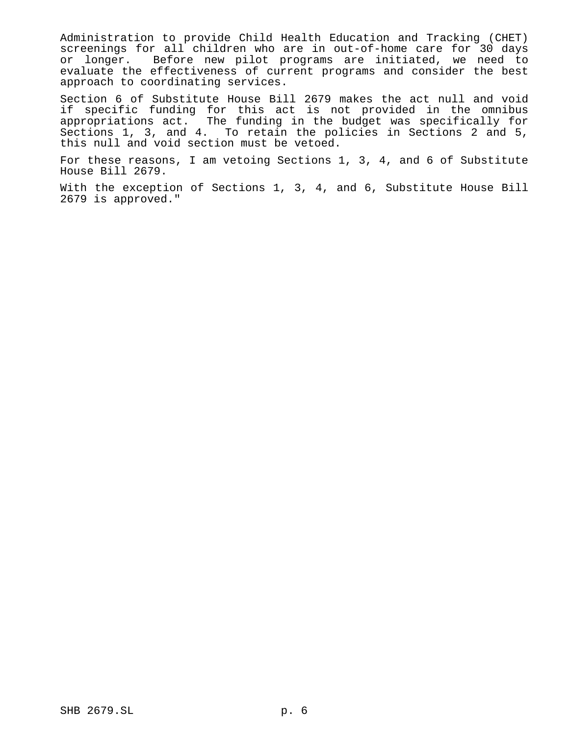Administration to provide Child Health Education and Tracking (CHET) screenings for all children who are in out-of-home care for 30 days or longer. Before new pilot programs are initiated, we need to evaluate the effectiveness of current programs and consider the best approach to coordinating services.

Section 6 of Substitute House Bill 2679 makes the act null and void if specific funding for this act is not provided in the omnibus appropriations act. The funding in the budget was specifically for Sections 1, 3, and 4. To retain the policies in Sections 2 and 5, this null and void section must be vetoed.

For these reasons, I am vetoing Sections 1, 3, 4, and 6 of Substitute House Bill 2679.

With the exception of Sections 1, 3, 4, and 6, Substitute House Bill 2679 is approved."